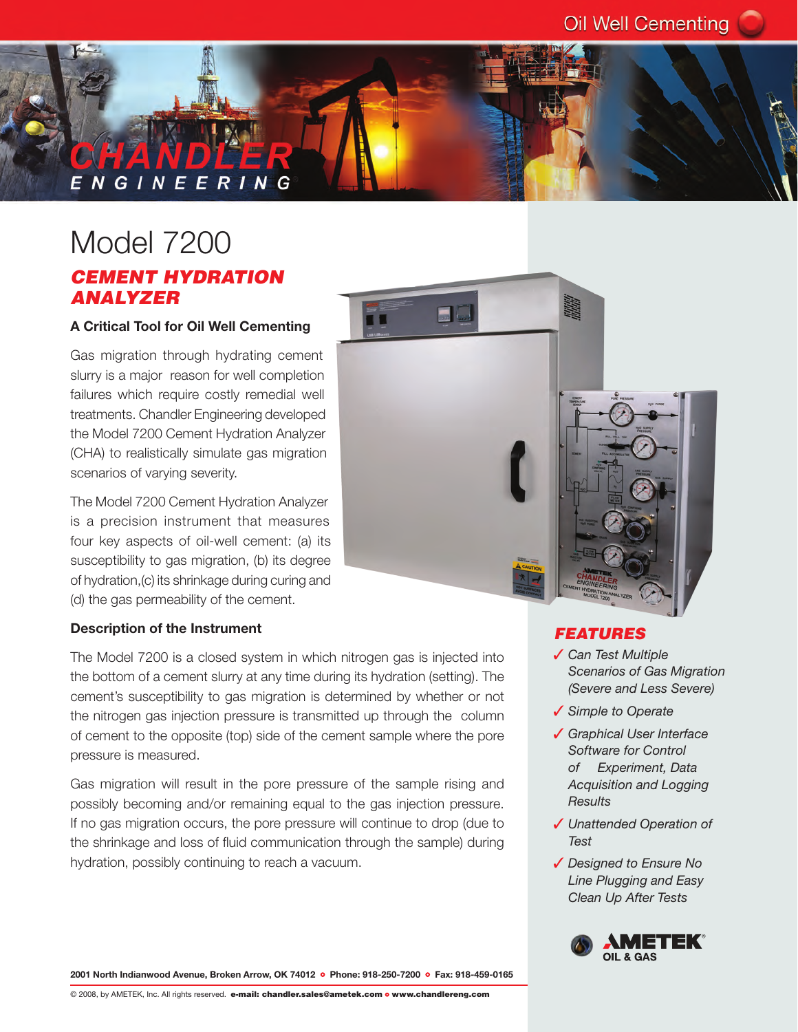# Model 7200

## CEMENT HYDRATION ANALYZER

### A Critical Tool for Oil Well Cementing

Gas migration through hydrating cement slurry is a major reason for well completion failures which require costly remedial well treatments. Chandler Engineering developed the Model 7200 Cement Hydration Analyzer (CHA) to realistically simulate gas migration scenarios of varying severity.

The Model 7200 Cement Hydration Analyzer is a precision instrument that measures four key aspects of oil-well cement: (a) its susceptibility to gas migration, (b) its degree of hydration,(c) its shrinkage during curing and (d) the gas permeability of the cement.

### Description of the Instrument

The Model 7200 is a closed system in which nitrogen gas is injected into the bottom of a cement slurry at any time during its hydration (setting). The cement's susceptibility to gas migration is determined by whether or not the nitrogen gas injection pressure is transmitted up through the column of cement to the opposite (top) side of the cement sample where the pore pressure is measured.

Gas migration will result in the pore pressure of the sample rising and possibly becoming and/or remaining equal to the gas injection pressure. If no gas migration occurs, the pore pressure will continue to drop (due to the shrinkage and loss of fluid communication through the sample) during hydration, possibly continuing to reach a vacuum.

## FEATURES

- ✓ *Can Test Multiple Scenarios of Gas Migration (Severe and Less Severe)*
- ✓ *Simple to Operate*
- ✓ *Graphical User Interface Software for Control of Experiment, Data Acquisition and Logging Results*
- ✓ *Unattended Operation of Test*
- ✓ *Designed to Ensure No Line Plugging and Easy Clean Up After Tests*

**2001 North Indianwood Avenue, Broken Arrow, OK 74012 • Phone: 918-250-7200 • Fax: 918-459-0165**

© 2008, by AMETEK, Inc. All rights reserved. **e-mail: chandler.sales@ametek.com • www.chandlereng.com**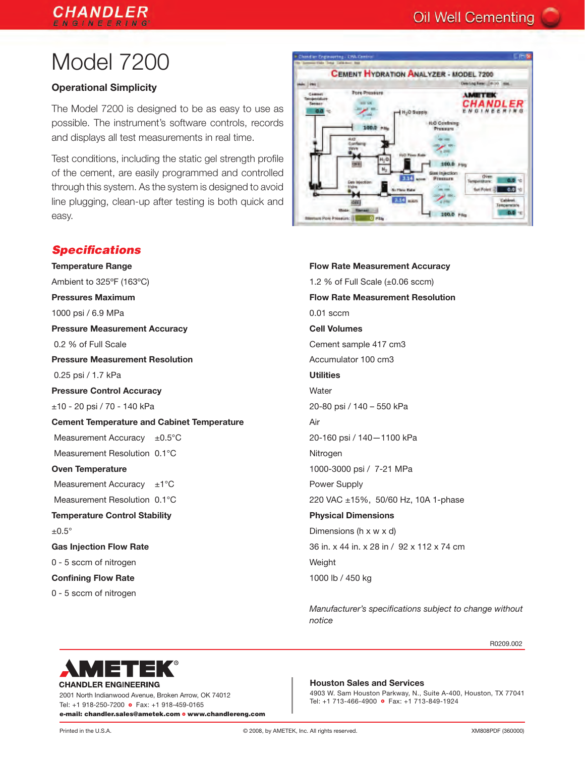# Model 7200

## Operational Simplicity

The Model 7200 is designed to be as easy to use as possible. The instrument's software controls, records and displays all test measurements in real time.

Test conditions, including the static gel strength profile of the cement, are easily programmed and controlled through this system. As the system is designed to avoid line plugging, clean-up after testing is both quick and easy.

## *Specifications*

**Temperature Range**

Ambient to 325°F (163°C)

**Pressures Maximum**

1000 psi / 6.9 MPa

**Pressure Measurement Accuracy**

0.2 % of Full Scale

**Pressure Measurement Resolution**

0.25 psi / 1.7 kPa

**Pressure Control Accuracy**

±10 - 20 psi / 70 - 140 kPa

**Cement Temperature and Cabinet Temperature**

Measurement Accuracy ±0.5°C

Measurement Resolution 0.1°C

**Oven Temperature**

Measurement Accuracy ±1°C

Measurement Resolution 0.1°C

**Temperature Control Stability**

±0.5°

**Gas Injection Flow Rate**

0 - 5 sccm of nitrogen

**Confining Flow Rate**

0 - 5 sccm of nitrogen

**Flow Rate Measurement Accuracy**

1.2 % of Full Scale (±0.06 sccm)

**Flow Rate Measurement Resolution**

0.01 sccm

**Cell Volumes**

Cement sample 417 cm3

Accumulator 100 cm3

**Utilities**

Water

20-80 psi / 140 – 550 kPa

Air

20-160 psi / 140—1100 kPa

Nitrogen

1000-3000 psi / 7-21 MPa

Power Supply

220 VAC ±15%, 50/60 Hz, 10A 1-phase

**Physical Dimensions**

Dimensions (h x w x d)

36 in. x 44 in. x 28 in / 92 x 112 x 74 cm

Weight

1000 lb / 450 kg

*Manufacturer's specifications subject to change without notice*

R0209.002

**AMETEK®**
**CHANDLER ENGINEERING**
2001 North Indianwood Avenue, Broken Arrow, OK 74012
Tel: +1 918-250-7200 • Fax: +1 918-459-0165
**e-mail: chandler.sales@ametek.com • www.chandlereng.com**

**Houston Sales and Services**
4903 W. Sam Houston Parkway, N., Suite A-400, Houston, TX 77041
Tel: +1 713-466-4900 • Fax: +1 713-849-1924

Printed in the U.S.A. © 2008, by AMETEK, Inc. All rights reserved. XM808PDF (360000)